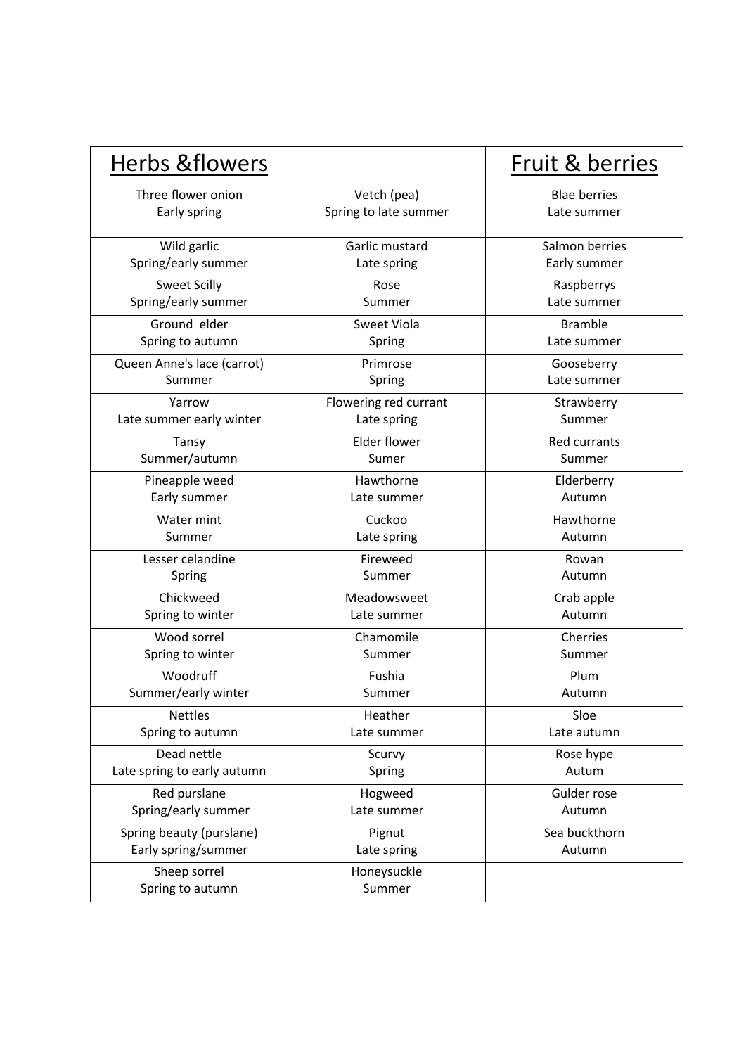| Herbs &flowers | | Fruit & berries |
|---|---|---|
| Three flower onion<br>Early spring | Vetch (pea)<br>Spring to late summer | Blae berries<br>Late summer |
| Wild garlic<br>Spring/early summer | Garlic mustard<br>Late spring | Salmon berries<br>Early summer |
| Sweet Scilly<br>Spring/early summer | Rose<br>Summer | Raspberrys<br>Late summer |
| Ground elder<br>Spring to autumn | Sweet Viola<br>Spring | Bramble<br>Late summer |
| Queen Anne's lace (carrot)<br>Summer | Primrose<br>Spring | Gooseberry<br>Late summer |
| Yarrow<br>Late summer early winter | Flowering red currant<br>Late spring | Strawberry<br>Summer |
| Tansy<br>Summer/autumn | Elder flower<br>Sumer | Red currants<br>Summer |
| Pineapple weed<br>Early summer | Hawthorne<br>Late summer | Elderberry<br>Autumn |
| Water mint<br>Summer | Cuckoo<br>Late spring | Hawthorne<br>Autumn |
| Lesser celandine<br>Spring | Fireweed<br>Summer | Rowan<br>Autumn |
| Chickweed<br>Spring to winter | Meadowsweet<br>Late summer | Crab apple<br>Autumn |
| Wood sorrel<br>Spring to winter | Chamomile<br>Summer | Cherries<br>Summer |
| Woodruff<br>Summer/early winter | Fushia<br>Summer | Plum<br>Autumn |
| Nettles<br>Spring to autumn | Heather<br>Late summer | Sloe<br>Late autumn |
| Dead nettle<br>Late spring to early autumn | Scurvy<br>Spring | Rose hype<br>Autum |
| Red purslane<br>Spring/early summer | Hogweed<br>Late summer | Gulder rose<br>Autumn |
| Spring beauty (purslane)<br>Early spring/summer | Pignut<br>Late spring | Sea buckthorn<br>Autumn |
| Sheep sorrel<br>Spring to autumn | Honeysuckle<br>Summer | |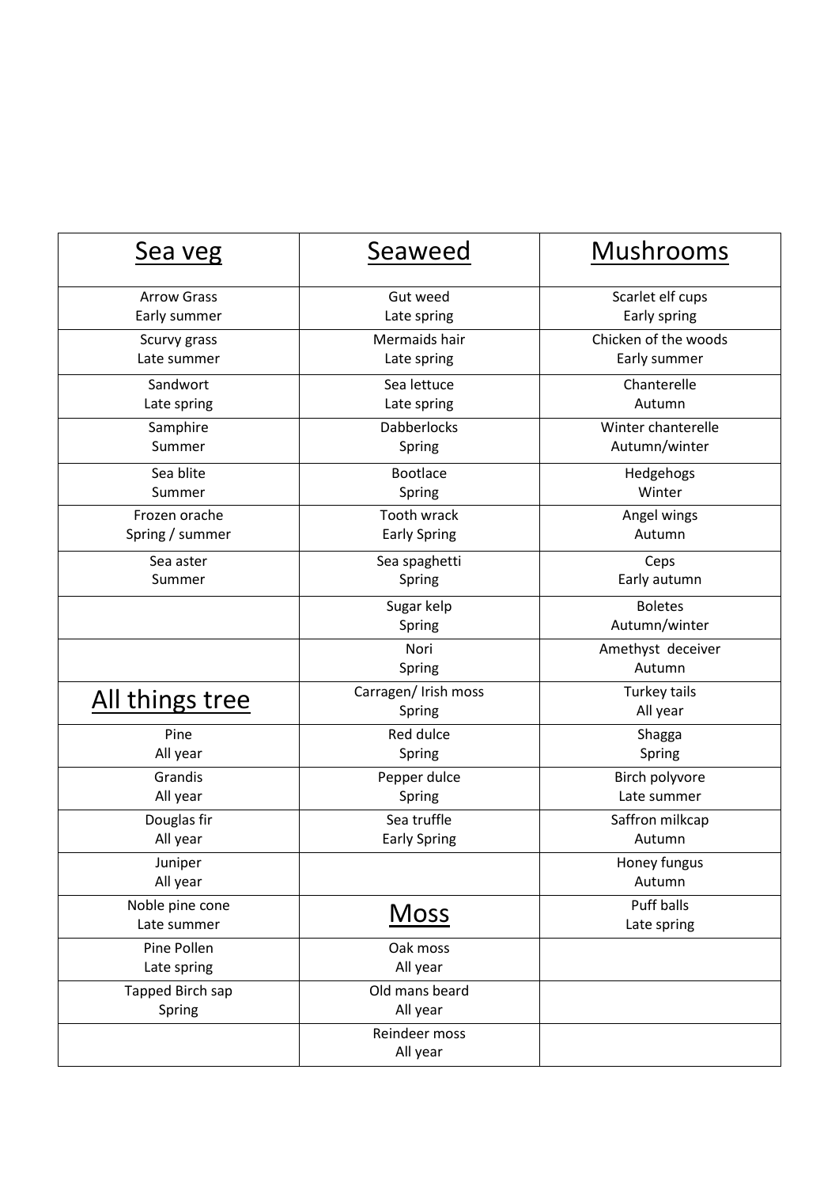| Sea veg | Seaweed | Mushrooms |
|---|---|---|
| Arrow Grass<br>Early summer | Gut weed<br>Late spring | Scarlet elf cups<br>Early spring |
| Scurvy grass<br>Late summer | Mermaids hair<br>Late spring | Chicken of the woods<br>Early summer |
| Sandwort<br>Late spring | Sea lettuce<br>Late spring | Chanterelle<br>Autumn |
| Samphire<br>Summer | Dabberlocks<br>Spring | Winter chanterelle<br>Autumn/winter |
| Sea blite<br>Summer | Bootlace<br>Spring | Hedgehogs<br>Winter |
| Frozen orache<br>Spring / summer | Tooth wrack<br>Early Spring | Angel wings<br>Autumn |
| Sea aster<br>Summer | Sea spaghetti<br>Spring | Ceps<br>Early autumn |
| | Sugar kelp<br>Spring | Boletes<br>Autumn/winter |
| | Nori<br>Spring | Amethyst deceiver<br>Autumn |
| **All things tree** | Carragen/ Irish moss<br>Spring | Turkey tails<br>All year |
| Pine<br>All year | Red dulce<br>Spring | Shagga<br>Spring |
| Grandis<br>All year | Pepper dulce<br>Spring | Birch polyvore<br>Late summer |
| Douglas fir<br>All year | Sea truffle<br>Early Spring | Saffron milkcap<br>Autumn |
| Juniper<br>All year | | Honey fungus<br>Autumn |
| Noble pine cone<br>Late summer | **Moss** | Puff balls<br>Late spring |
| Pine Pollen<br>Late spring | Oak moss<br>All year | |
| Tapped Birch sap<br>Spring | Old mans beard<br>All year | |
| | Reindeer moss<br>All year | |